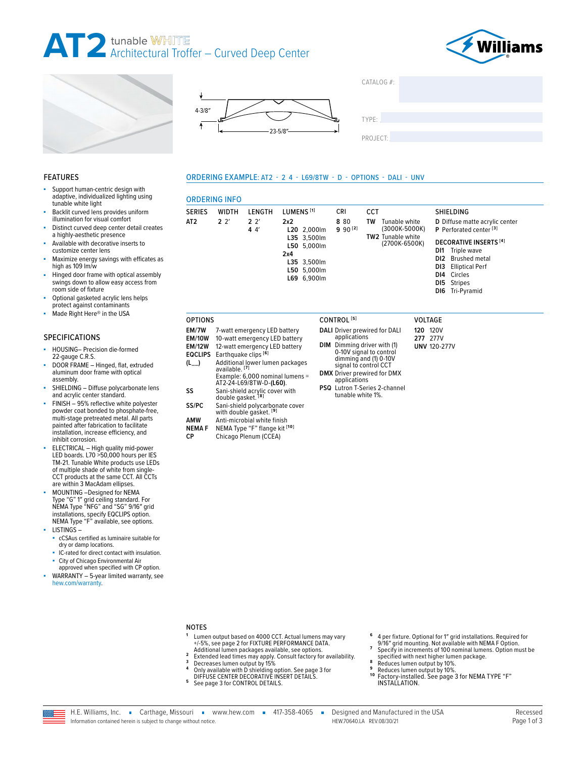# AT2 tunable WHITE Architectural Troffer – Curved Deep Center

4-3/8″

23-5/8″

CATALOG #:

TYPE:

PROJECT:

## FEATURES

- Support human-centric design with adaptive, individualized lighting using tunable white light
- Backlit curved lens provides uniform illumination for visual comfort
- Distinct curved deep center detail creates a highly-aesthetic presence
- Available with decorative inserts to customize center lens
- Maximize energy savings with efficates as high as 109 lm/w
- Hinged door frame with optical assembly swings down to allow easy access from room side of fixture
- Optional gasketed acrylic lens helps protect against contaminants
- Made Right Here® in the USA

## SPECIFICATIONS

- HOUSING– Precision die-formed 22-gauge C.R.S.
- DOOR FRAME – Hinged, flat, extruded aluminum door frame with optical assembly.
- SHIELDING – Diffuse polycarbonate lens and acrylic center standard.
- FINISH – 95% reflective white polyester powder coat bonded to phosphate-free, multi-stage pretreated metal. All parts painted after fabrication to facilitate installation, increase efficiency, and inhibit corrosion.
- ELECTRICAL – High quality mid-power LED boards. L70 >50,000 hours per IES TM-21. Tunable White products use LEDs of multiple shade of white from single-CCT products at the same CCT. All CCTs are within 3 MacAdam ellipses.
- MOUNTING –Designed for NEMA Type "G" 1″ grid ceiling standard. For NEMA Type "NFG" and "SG" 9/16″ grid installations, specify EQCLIPS option. NEMA Type "F" available, see options.
- LISTINGS –
  - cCSAus certified as luminaire suitable for dry or damp locations.
  - IC-rated for direct contact with insulation.
  - City of Chicago Environmental Air approved when specified with CP option.
- WARRANTY – 5-year limited warranty, see hew.com/warranty.

## ORDERING EXAMPLE: AT2 - 2 4 - L69/8TW - D - OPTIONS - DALI - UNV

## ORDERING INFO

| SERIES | WIDTH | LENGTH | LUMENS [1] | CRI | CCT | SHIELDING |
|---|---|---|---|---|---|---|
| AT2 | 2 2′ | 2 2′ | **2x2** | 8 80 | **TW** Tunable white (3000K-5000K) | **D** Diffuse matte acrylic center |
| | | 4 4′ | **L20** 2,000lm | 9 90 [2] | **TW2** Tunable white (2700K-6500K) | **P** Perforated center [3] |
| | | | **L35** 3,500lm | | | **DECORATIVE INSERTS [4]** |
| | | | **L50** 5,000lm | | | **DI1** Triple wave |
| | | | **2x4** | | | **DI2** Brushed metal |
| | | | **L35** 3,500lm | | | **DI3** Elliptical Perf |
| | | | **L50** 5,000lm | | | **DI4** Circles |
| | | | **L69** 6,900lm | | | **DI5** Stripes |
| | | | | | | **DI6** Tri-Pyramid |

### OPTIONS

| | |
|---|---|
| **EM/7W** | 7-watt emergency LED battery |
| **EM/10W** | 10-watt emergency LED battery |
| **EM/12W** | 12-watt emergency LED battery |
| **EQCLIPS** | Earthquake clips [6] |
| **(L__)** | Additional lower lumen packages available. [7] Example: 6,000 nominal lumens = AT2-24-L69/8TW-D-**(L60)**. |
| **SS** | Sani-shield acrylic cover with double gasket. [8] |
| **SS/PC** | Sani-shield polycarbonate cover with double gasket. [9] |
| **AMW** | Anti-microbial white finish |
| **NEMA F** | NEMA Type "F" flange kit [10] |
| **CP** | Chicago Plenum (CCEA) |

### CONTROL [5]

| | |
|---|---|
| **DALI** | Driver prewired for DALI applications |
| **DIM** | Dimming driver with (1) 0-10V signal to control dimming and (1) 0-10V signal to control CCT |
| **DMX** | Driver prewired for DMX applications |
| **PSQ** | Lutron T-Series 2-channel tunable white 1%. |

### VOLTAGE

| | |
|---|---|
| **120** | 120V |
| **277** | 277V |
| **UNV** | 120-277V |

## NOTES

1. Lumen output based on 4000 CCT. Actual lumens may vary +/-5%, see page 2 for FIXTURE PERFORMANCE DATA. Additional lumen packages available, see options.
2. Extended lead times may apply. Consult factory for availability.
3. Decreases lumen output by 15%
4. Only available with D shielding option. See page 3 for DIFFUSE CENTER DECORATIVE INSERT DETAILS.
5. See page 3 for CONTROL DETAILS.
6. 4 per fixture. Optional for 1″ grid installations. Required for 9/16″ grid mounting. Not available with NEMA F Option.
7. Specify in increments of 100 nominal lumens. Option must be specified with next higher lumen package.
8. Reduces lumen output by 10%.
9. Reduces lumen output by 10%.
10. Factory-installed. See page 3 for NEMA TYPE "F" INSTALLATION.

H.E. Williams, Inc. ▪ Carthage, Missouri ▪ www.hew.com ▪ 417-358-4065 ▪ Designed and Manufactured in the USA

Information contained herein is subject to change without notice. HEW.70640.LA REV.08/30/21

Recessed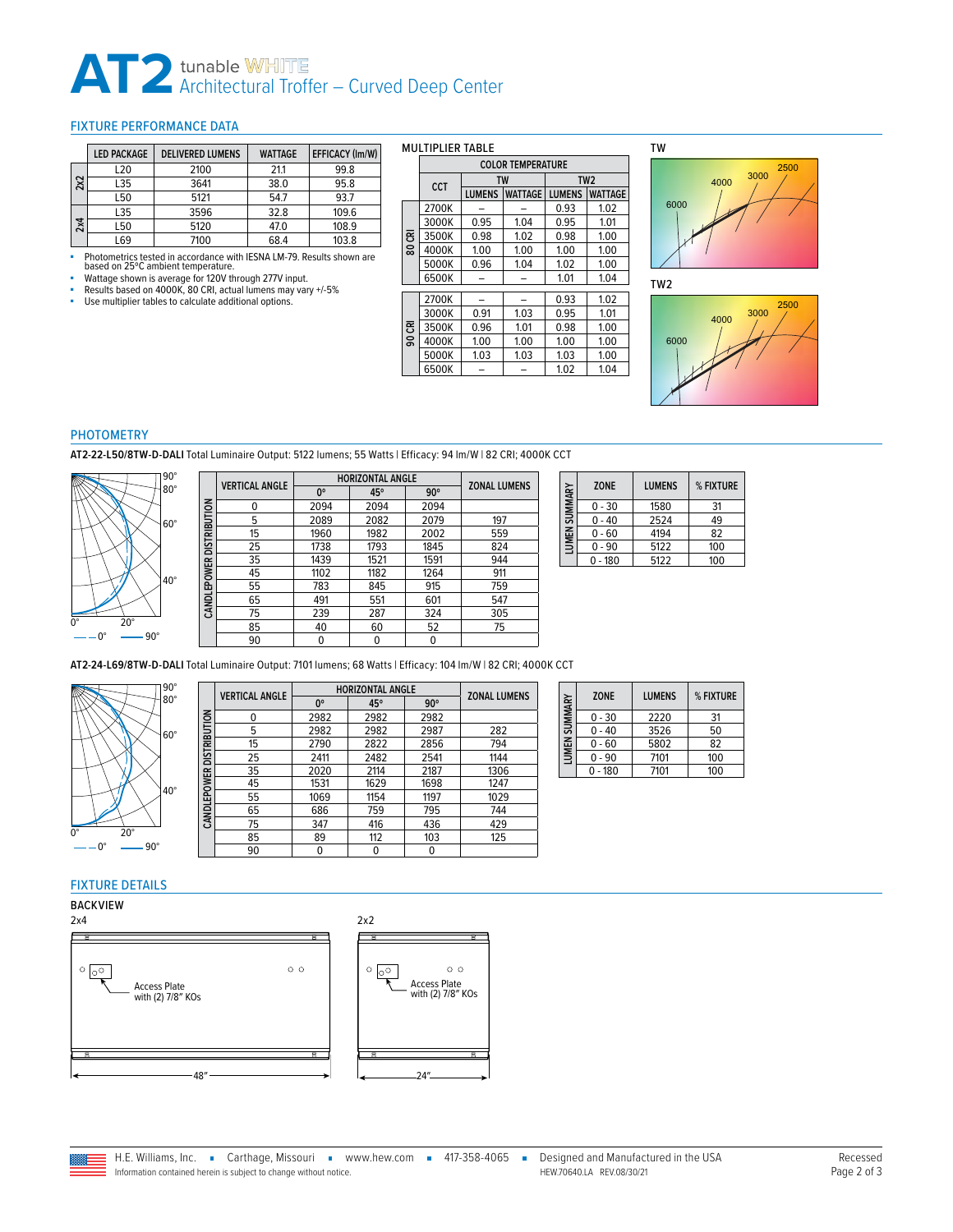# AT2 tunable WHITE Architectual Troffer – Curved Deep Center

## FIXTURE PERFORMANCE DATA

| | LED PACKAGE | DELIVERED LUMENS | WATTAGE | EFFICACY (lm/W) |
|---|---|---|---|---|
| 2x2 | L20 | 2100 | 21.1 | 99.8 |
| | L35 | 3641 | 38.0 | 95.8 |
| | L50 | 5121 | 54.7 | 93.7 |
| 2x4 | L35 | 3596 | 32.8 | 109.6 |
| | L50 | 5120 | 47.0 | 108.9 |
| | L69 | 7100 | 68.4 | 103.8 |

- Photometrics tested in accordance with IESNA LM-79. Results shown are based on 25°C ambient temperature.
- Wattage shown is average for 120V through 277V input.
- Results based on 4000K, 80 CRI, actual lumens may vary +/-5%
- Use multiplier tables to calculate additional options.

### MULTIPLIER TABLE

| | CCT | COLOR TEMPERATURE | | | |
|---|---|---|---|---|---|
| | | TW | | TW2 | |
| | | LUMENS | WATTAGE | LUMENS | WATTAGE |
| 80 CRI | 2700K | – | – | 0.93 | 1.02 |
| | 3000K | 0.95 | 1.04 | 0.95 | 1.01 |
| | 3500K | 0.98 | 1.02 | 0.98 | 1.00 |
| | 4000K | 1.00 | 1.00 | 1.00 | 1.00 |
| | 5000K | 0.96 | 1.04 | 1.02 | 1.00 |
| | 6500K | – | – | 1.01 | 1.04 |
| 90 CRI | 2700K | – | – | 0.93 | 1.02 |
| | 3000K | 0.91 | 1.03 | 0.95 | 1.01 |
| | 3500K | 0.96 | 1.01 | 0.98 | 1.00 |
| | 4000K | 1.00 | 1.00 | 1.00 | 1.00 |
| | 5000K | 1.03 | 1.03 | 1.03 | 1.00 |
| | 6500K | – | – | 1.02 | 1.04 |

TW

6000 4000 3000 2500

TW2

6000 4000 3000 2500

## PHOTOMETRY

**AT2-22-L50/8TW-D-DALI** Total Luminaire Output: 5122 lumens; 55 Watts | Efficacy: 94 lm/W | 82 CRI; 4000K CCT

0° 90°

**CANDLEPOWER DISTRIBUTION**

| VERTICAL ANGLE | HORIZONTAL ANGLE 0° | 45° | 90° | ZONAL LUMENS |
|---|---|---|---|---|
| 0 | 2094 | 2094 | 2094 | |
| 5 | 2089 | 2082 | 2079 | 197 |
| 15 | 1960 | 1982 | 2002 | 559 |
| 25 | 1738 | 1793 | 1845 | 824 |
| 35 | 1439 | 1521 | 1591 | 944 |
| 45 | 1102 | 1182 | 1264 | 911 |
| 55 | 783 | 845 | 915 | 759 |
| 65 | 491 | 551 | 601 | 547 |
| 75 | 239 | 287 | 324 | 305 |
| 85 | 40 | 60 | 52 | 75 |
| 90 | 0 | 0 | 0 | |

**LUMEN SUMMARY**

| ZONE | LUMENS | % FIXTURE |
|---|---|---|
| 0 - 30 | 1580 | 31 |
| 0 - 40 | 2524 | 49 |
| 0 - 60 | 4194 | 82 |
| 0 - 90 | 5122 | 100 |
| 0 - 180 | 5122 | 100 |

**AT2-24-L69/8TW-D-DALI** Total Luminaire Output: 7101 lumens; 68 Watts | Efficacy: 104 lm/W | 82 CRI; 4000K CCT

0° 90°

**CANDLEPOWER DISTRIBUTION**

| VERTICAL ANGLE | HORIZONTAL ANGLE 0° | 45° | 90° | ZONAL LUMENS |
|---|---|---|---|---|
| 0 | 2982 | 2982 | 2982 | |
| 5 | 2982 | 2982 | 2987 | 282 |
| 15 | 2790 | 2822 | 2856 | 794 |
| 25 | 2411 | 2482 | 2541 | 1144 |
| 35 | 2020 | 2114 | 2187 | 1306 |
| 45 | 1531 | 1629 | 1698 | 1247 |
| 55 | 1069 | 1154 | 1197 | 1029 |
| 65 | 686 | 759 | 795 | 744 |
| 75 | 347 | 416 | 436 | 429 |
| 85 | 89 | 112 | 103 | 125 |
| 90 | 0 | 0 | 0 | |

**LUMEN SUMMARY**

| ZONE | LUMENS | % FIXTURE |
|---|---|---|
| 0 - 30 | 2220 | 31 |
| 0 - 40 | 3526 | 50 |
| 0 - 60 | 5802 | 82 |
| 0 - 90 | 7101 | 100 |
| 0 - 180 | 7101 | 100 |

## FIXTURE DETAILS

### BACKVIEW

2x4

Access Plate with (2) 7/8" KOs

48"

2x2

Access Plate with (2) 7/8" KOs

24"

H.E. Williams, Inc. ▪ Carthage, Missouri ▪ www.hew.com ▪ 417-358-4065 ▪ Designed and Manufactured in the USA

Information contained herein is subject to change without notice. HEW.70640.LA REV.08/30/21

Recessed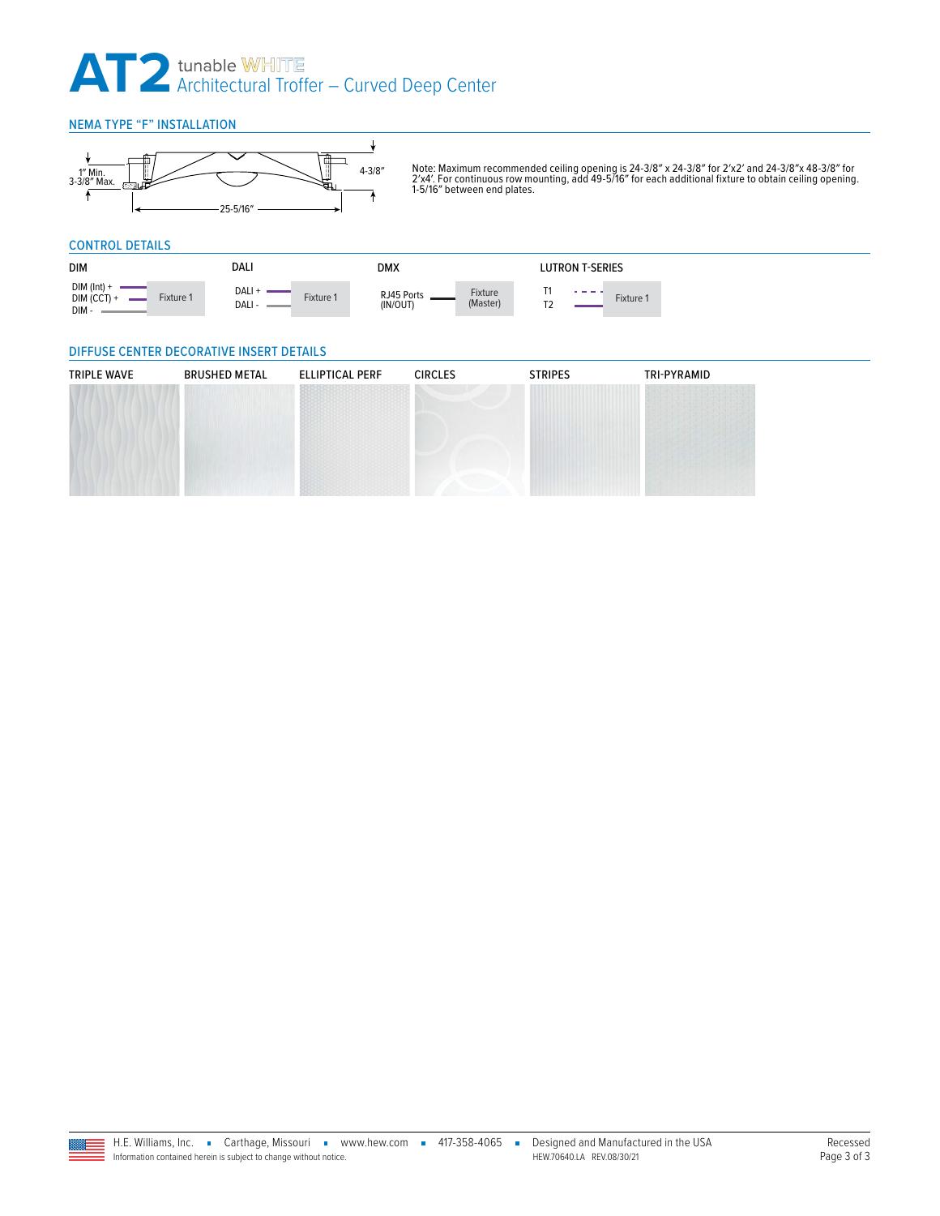# AT2 tunable WHITE Architectural Troffer – Curved Deep Center

## NEMA TYPE "F" INSTALLATION

1" Min.
3-3/8" Max.
4-3/8"
25-5/16"

Note: Maximum recommended ceiling opening is 24-3/8" x 24-3/8" for 2'x2' and 24-3/8"x 48-3/8" for 2'x4'. For continuous row mounting, add 49-5/16" for each additional fixture to obtain ceiling opening. 1-5/16" between end plates.

## CONTROL DETAILS

**DIM**

DIM (Int) +
DIM (CCT) +
DIM -
Fixture 1

**DALI**

DALI +
DALI -
Fixture 1

**DMX**

RJ45 Ports (IN/OUT)
Fixture (Master)

**LUTRON T-SERIES**

T1
T2
Fixture 1

## DIFFUSE CENTER DECORATIVE INSERT DETAILS

TRIPLE WAVE

BRUSHED METAL

ELLIPTICAL PERF

CIRCLES

STRIPES

TRI-PYRAMID

H.E. Williams, Inc. ▪ Carthage, Missouri ▪ www.hew.com ▪ 417-358-4065 ▪ Designed and Manufactured in the USA

Information contained herein is subject to change without notice.

HEW.70640.LA REV.08/30/21

Recessed